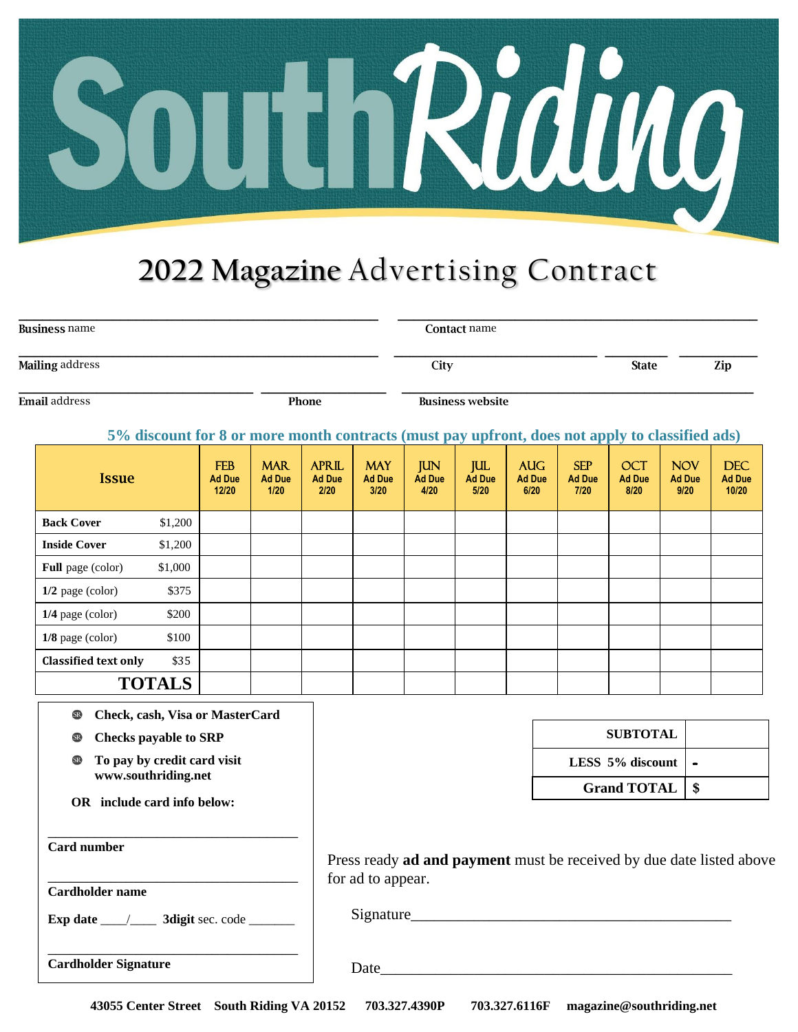# SouthRiding

## 2022 Magazine Advertising Contract

**Business** name ______________________________ **Contact** name ______________________________

**Mailing** address ______________________________ **City** ______________ **State** ________ **Zip** ________

**Email** address ______________________ **Phone** ______________ **Business website** ______________________________

**5% discount for 8 or more month contracts (must pay upfront, does not apply to classified ads)**

| Issue | | FEB Ad Due 12/20 | MAR Ad Due 1/20 | APRIL Ad Due 2/20 | MAY Ad Due 3/20 | JUN Ad Due 4/20 | JUL Ad Due 5/20 | AUG Ad Due 6/20 | SEP Ad Due 7/20 | OCT Ad Due 8/20 | NOV Ad Due 9/20 | DEC Ad Due 10/20 |
|---|---|---|---|---|---|---|---|---|---|---|---|---|
| **Back Cover** | $1,200 | | | | | | | | | | | |
| **Inside Cover** | $1,200 | | | | | | | | | | | |
| **Full** page (color) | $1,000 | | | | | | | | | | | |
| **1/2** page (color) | $375 | | | | | | | | | | | |
| **1/4** page (color) | $200 | | | | | | | | | | | |
| **1/8** page (color) | $100 | | | | | | | | | | | |
| **Classified text only** | $35 | | | | | | | | | | | |
| **TOTALS** | | | | | | | | | | | | |

- **Check, cash, Visa or MasterCard**
- **Checks payable to SRP**
- **To pay by credit card visit www.southriding.net**

**OR include card info below:**

______________________________
**Card number**

______________________________
**Cardholder name**

**Exp date** ____/____ **3digit** sec. code _______

______________________________
**Cardholder Signature**

| | |
|---|---|
| **SUBTOTAL** | |
| **LESS 5% discount** | **-** |
| **Grand TOTAL** | **$** |

Press ready **ad and payment** must be received by due date listed above for ad to appear.

Signature__________________________________________

Date______________________________________________

**43055 Center Street South Riding VA 20152 703.327.4390P 703.327.6116F magazine@southriding.net**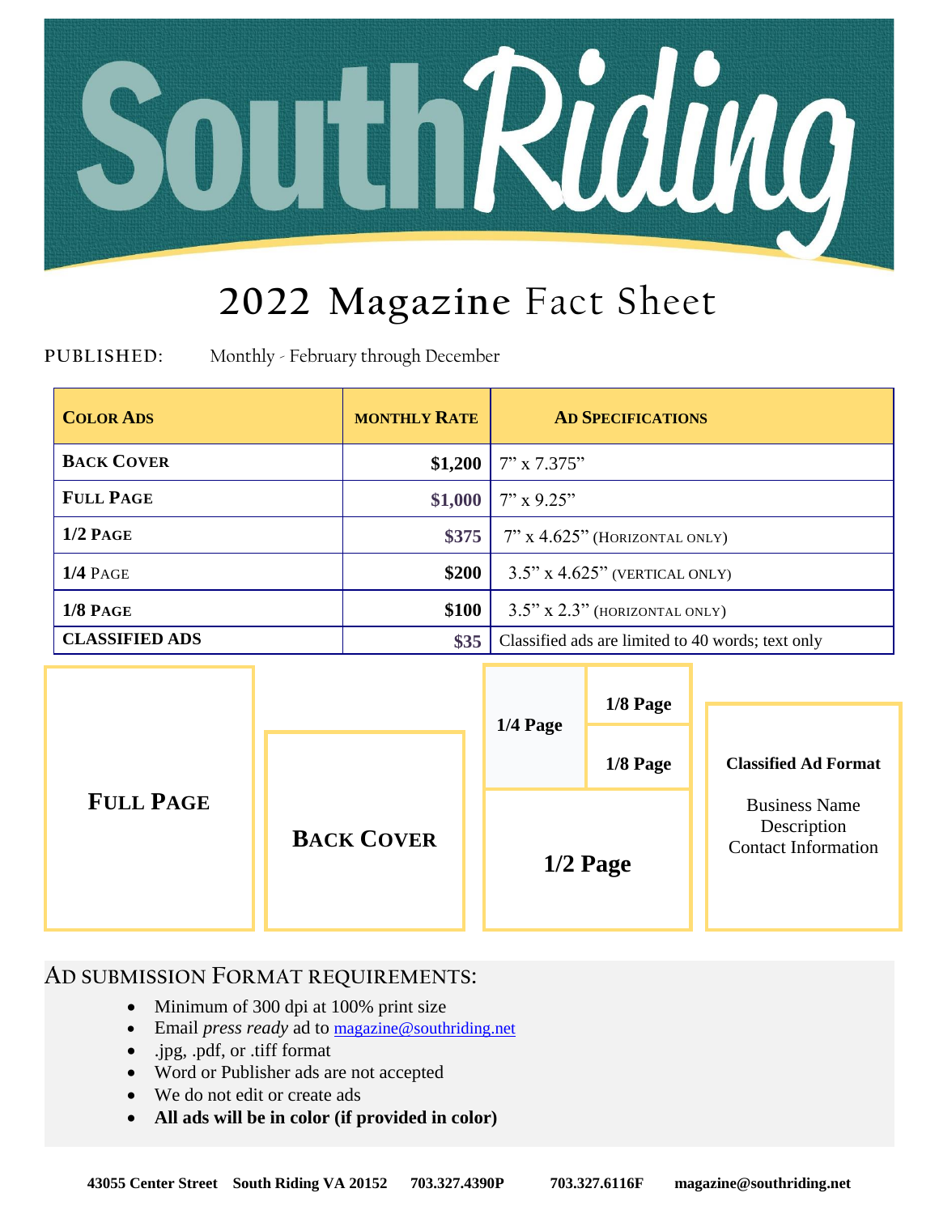# South Riding

# 2022 Magazine Fact Sheet

PUBLISHED: Monthly - February through December

| COLOR ADS | MONTHLY RATE | AD SPECIFICATIONS |
|---|---|---|
| BACK COVER | $1,200 | 7” x 7.375” |
| FULL PAGE | $1,000 | 7” x 9.25” |
| 1/2 PAGE | $375 | 7” x 4.625” (HORIZONTAL ONLY) |
| 1/4 PAGE | $200 | 3.5” x 4.625” (VERTICAL ONLY) |
| 1/8 PAGE | $100 | 3.5” x 2.3” (HORIZONTAL ONLY) |
| CLASSIFIED ADS | $35 | Classified ads are limited to 40 words; text only |

FULL PAGE

BACK COVER

1/4 Page

1/8 Page

1/8 Page

1/2 Page

**Classified Ad Format**

Business Name
Description
Contact Information

## AD SUBMISSION FORMAT REQUIREMENTS:

- Minimum of 300 dpi at 100% print size
- Email *press ready* ad to magazine@southriding.net
- .jpg, .pdf, or .tiff format
- Word or Publisher ads are not accepted
- We do not edit or create ads
- **All ads will be in color (if provided in color)**

**43055 Center Street South Riding VA 20152 703.327.4390P 703.327.6116F magazine@southriding.net**